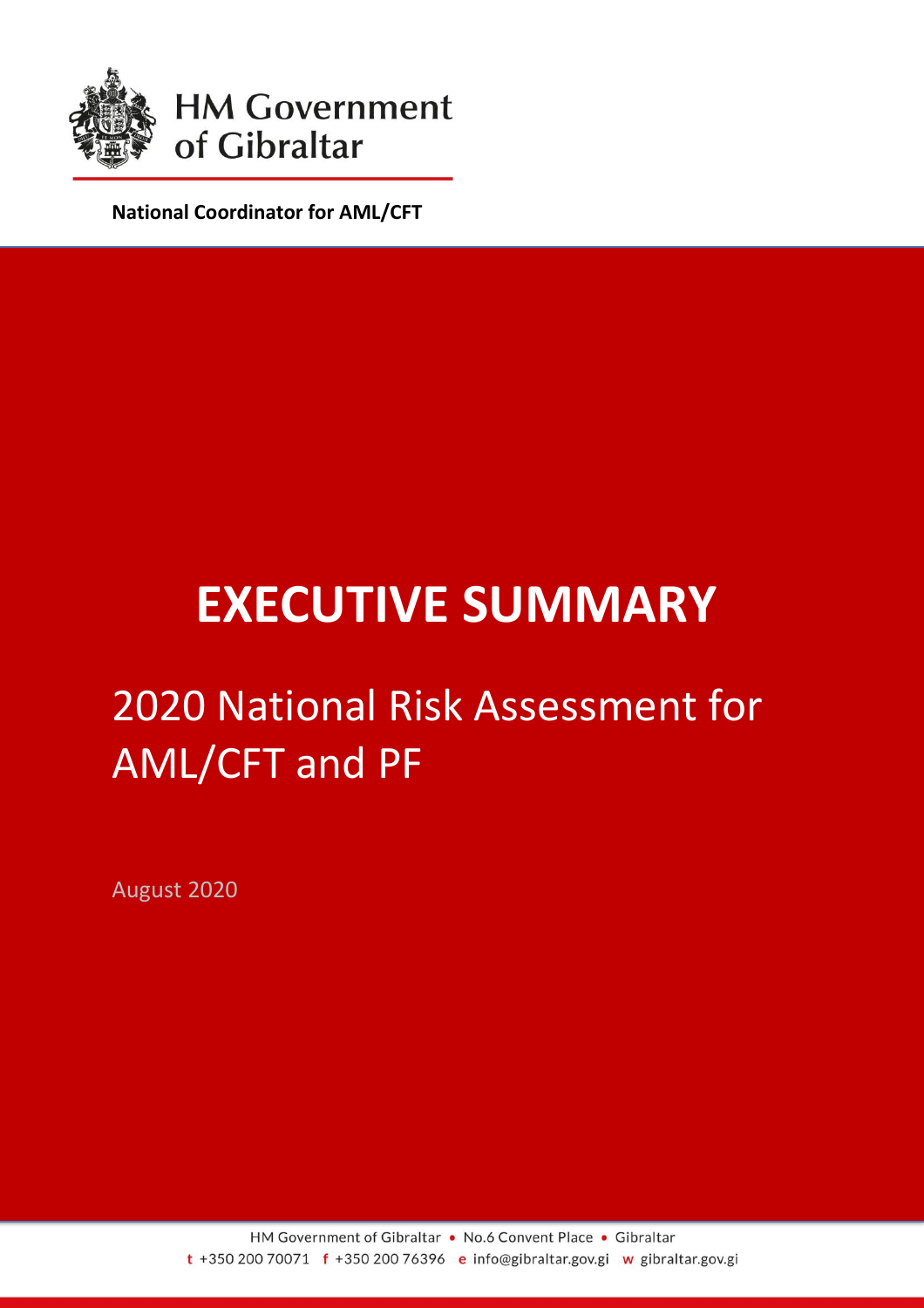HM Government of Gibraltar

**National Coordinator for AML/CFT**

# EXECUTIVE SUMMARY

## 2020 National Risk Assessment for AML/CFT and PF

August 2020

HM Government of Gibraltar • No.6 Convent Place • Gibraltar
t +350 200 70071 f +350 200 76396 e info@gibraltar.gov.gi w gibraltar.gov.gi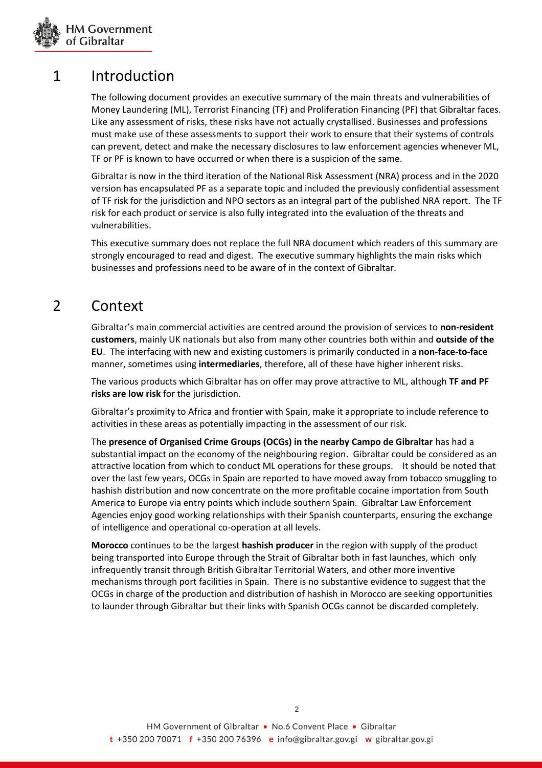# 1 Introduction

The following document provides an executive summary of the main threats and vulnerabilities of Money Laundering (ML), Terrorist Financing (TF) and Proliferation Financing (PF) that Gibraltar faces. Like any assessment of risks, these risks have not actually crystallised. Businesses and professions must make use of these assessments to support their work to ensure that their systems of controls can prevent, detect and make the necessary disclosures to law enforcement agencies whenever ML, TF or PF is known to have occurred or when there is a suspicion of the same.

Gibraltar is now in the third iteration of the National Risk Assessment (NRA) process and in the 2020 version has encapsulated PF as a separate topic and included the previously confidential assessment of TF risk for the jurisdiction and NPO sectors as an integral part of the published NRA report. The TF risk for each product or service is also fully integrated into the evaluation of the threats and vulnerabilities.

This executive summary does not replace the full NRA document which readers of this summary are strongly encouraged to read and digest. The executive summary highlights the main risks which businesses and professions need to be aware of in the context of Gibraltar.

# 2 Context

Gibraltar's main commercial activities are centred around the provision of services to **non-resident customers**, mainly UK nationals but also from many other countries both within and **outside of the EU**. The interfacing with new and existing customers is primarily conducted in a **non-face-to-face** manner, sometimes using **intermediaries**, therefore, all of these have higher inherent risks.

The various products which Gibraltar has on offer may prove attractive to ML, although **TF and PF risks are low risk** for the jurisdiction.

Gibraltar's proximity to Africa and frontier with Spain, make it appropriate to include reference to activities in these areas as potentially impacting in the assessment of our risk.

The **presence of Organised Crime Groups (OCGs) in the nearby Campo de Gibraltar** has had a substantial impact on the economy of the neighbouring region. Gibraltar could be considered as an attractive location from which to conduct ML operations for these groups. It should be noted that over the last few years, OCGs in Spain are reported to have moved away from tobacco smuggling to hashish distribution and now concentrate on the more profitable cocaine importation from South America to Europe via entry points which include southern Spain. Gibraltar Law Enforcement Agencies enjoy good working relationships with their Spanish counterparts, ensuring the exchange of intelligence and operational co-operation at all levels.

**Morocco** continues to be the largest **hashish producer** in the region with supply of the product being transported into Europe through the Strait of Gibraltar both in fast launches, which only infrequently transit through British Gibraltar Territorial Waters, and other more inventive mechanisms through port facilities in Spain. There is no substantive evidence to suggest that the OCGs in charge of the production and distribution of hashish in Morocco are seeking opportunities to launder through Gibraltar but their links with Spanish OCGs cannot be discarded completely.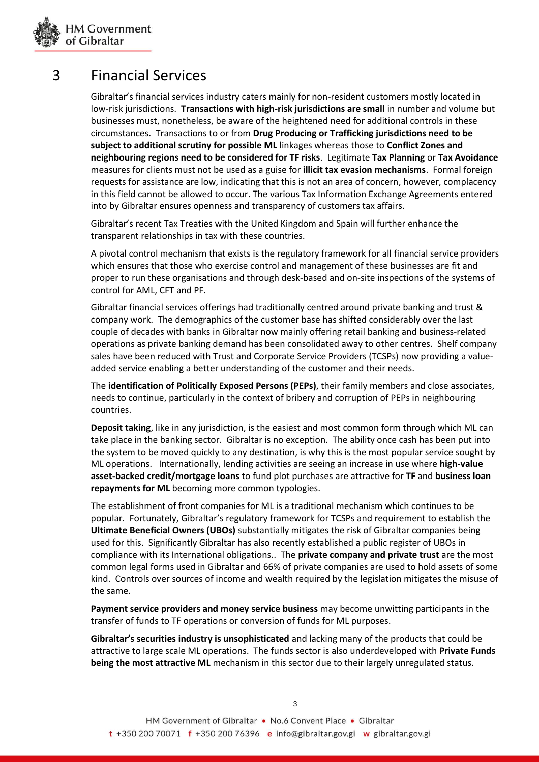# 3 Financial Services

Gibraltar's financial services industry caters mainly for non-resident customers mostly located in low-risk jurisdictions. **Transactions with high-risk jurisdictions are small** in number and volume but businesses must, nonetheless, be aware of the heightened need for additional controls in these circumstances. Transactions to or from **Drug Producing or Trafficking jurisdictions need to be subject to additional scrutiny for possible ML** linkages whereas those to **Conflict Zones and neighbouring regions need to be considered for TF risks**. Legitimate **Tax Planning** or **Tax Avoidance** measures for clients must not be used as a guise for **illicit tax evasion mechanisms**. Formal foreign requests for assistance are low, indicating that this is not an area of concern, however, complacency in this field cannot be allowed to occur. The various Tax Information Exchange Agreements entered into by Gibraltar ensures openness and transparency of customers tax affairs.

Gibraltar's recent Tax Treaties with the United Kingdom and Spain will further enhance the transparent relationships in tax with these countries.

A pivotal control mechanism that exists is the regulatory framework for all financial service providers which ensures that those who exercise control and management of these businesses are fit and proper to run these organisations and through desk-based and on-site inspections of the systems of control for AML, CFT and PF.

Gibraltar financial services offerings had traditionally centred around private banking and trust & company work. The demographics of the customer base has shifted considerably over the last couple of decades with banks in Gibraltar now mainly offering retail banking and business-related operations as private banking demand has been consolidated away to other centres. Shelf company sales have been reduced with Trust and Corporate Service Providers (TCSPs) now providing a value-added service enabling a better understanding of the customer and their needs.

The **identification of Politically Exposed Persons (PEPs)**, their family members and close associates, needs to continue, particularly in the context of bribery and corruption of PEPs in neighbouring countries.

**Deposit taking**, like in any jurisdiction, is the easiest and most common form through which ML can take place in the banking sector. Gibraltar is no exception. The ability once cash has been put into the system to be moved quickly to any destination, is why this is the most popular service sought by ML operations. Internationally, lending activities are seeing an increase in use where **high-value asset-backed credit/mortgage loans** to fund plot purchases are attractive for **TF** and **business loan repayments for ML** becoming more common typologies.

The establishment of front companies for ML is a traditional mechanism which continues to be popular. Fortunately, Gibraltar's regulatory framework for TCSPs and requirement to establish the **Ultimate Beneficial Owners (UBOs)** substantially mitigates the risk of Gibraltar companies being used for this. Significantly Gibraltar has also recently established a public register of UBOs in compliance with its International obligations.. The **private company and private trust** are the most common legal forms used in Gibraltar and 66% of private companies are used to hold assets of some kind. Controls over sources of income and wealth required by the legislation mitigates the misuse of the same.

**Payment service providers and money service business** may become unwitting participants in the transfer of funds to TF operations or conversion of funds for ML purposes.

**Gibraltar's securities industry is unsophisticated** and lacking many of the products that could be attractive to large scale ML operations. The funds sector is also underdeveloped with **Private Funds being the most attractive ML** mechanism in this sector due to their largely unregulated status.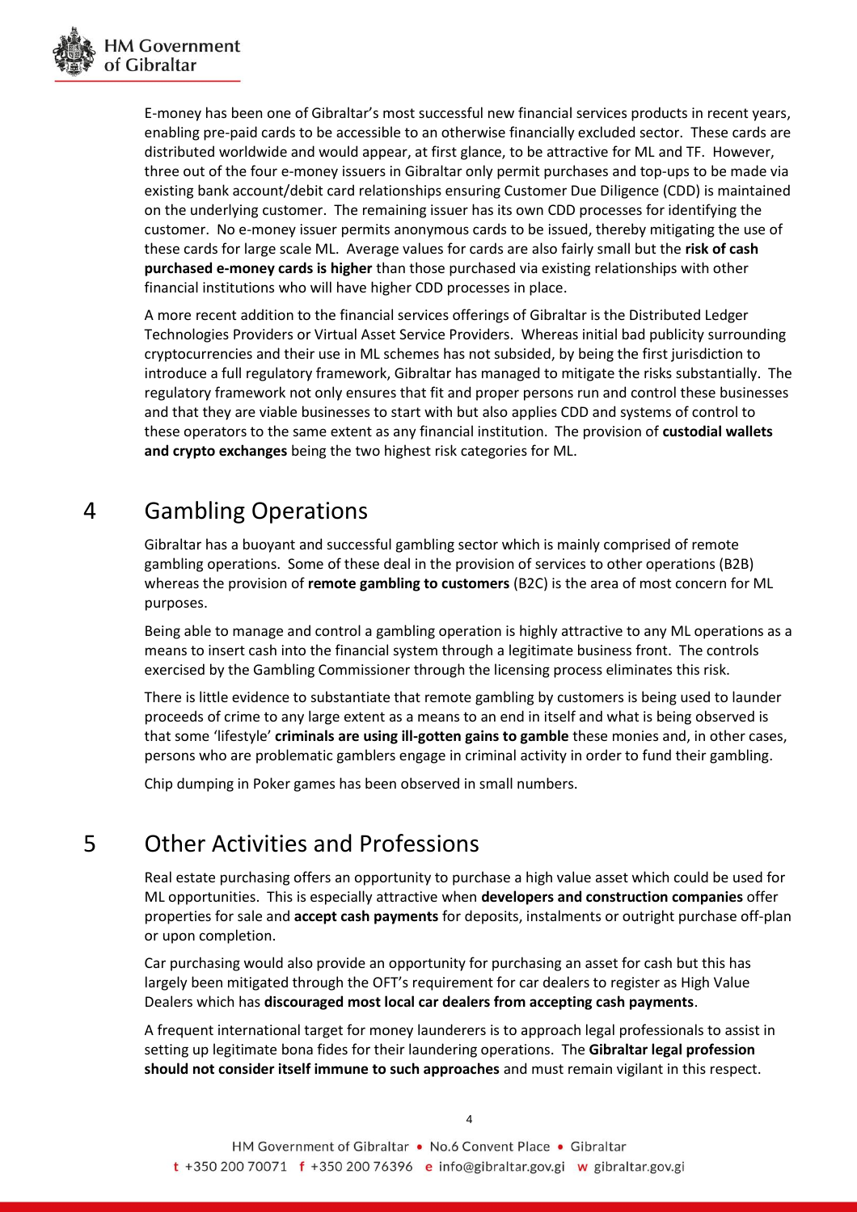E-money has been one of Gibraltar's most successful new financial services products in recent years, enabling pre-paid cards to be accessible to an otherwise financially excluded sector. These cards are distributed worldwide and would appear, at first glance, to be attractive for ML and TF. However, three out of the four e-money issuers in Gibraltar only permit purchases and top-ups to be made via existing bank account/debit card relationships ensuring Customer Due Diligence (CDD) is maintained on the underlying customer. The remaining issuer has its own CDD processes for identifying the customer. No e-money issuer permits anonymous cards to be issued, thereby mitigating the use of these cards for large scale ML. Average values for cards are also fairly small but the **risk of cash purchased e-money cards is higher** than those purchased via existing relationships with other financial institutions who will have higher CDD processes in place.

A more recent addition to the financial services offerings of Gibraltar is the Distributed Ledger Technologies Providers or Virtual Asset Service Providers. Whereas initial bad publicity surrounding cryptocurrencies and their use in ML schemes has not subsided, by being the first jurisdiction to introduce a full regulatory framework, Gibraltar has managed to mitigate the risks substantially. The regulatory framework not only ensures that fit and proper persons run and control these businesses and that they are viable businesses to start with but also applies CDD and systems of control to these operators to the same extent as any financial institution. The provision of **custodial wallets and crypto exchanges** being the two highest risk categories for ML.

## 4 Gambling Operations

Gibraltar has a buoyant and successful gambling sector which is mainly comprised of remote gambling operations. Some of these deal in the provision of services to other operations (B2B) whereas the provision of **remote gambling to customers** (B2C) is the area of most concern for ML purposes.

Being able to manage and control a gambling operation is highly attractive to any ML operations as a means to insert cash into the financial system through a legitimate business front. The controls exercised by the Gambling Commissioner through the licensing process eliminates this risk.

There is little evidence to substantiate that remote gambling by customers is being used to launder proceeds of crime to any large extent as a means to an end in itself and what is being observed is that some 'lifestyle' **criminals are using ill-gotten gains to gamble** these monies and, in other cases, persons who are problematic gamblers engage in criminal activity in order to fund their gambling.

Chip dumping in Poker games has been observed in small numbers.

## 5 Other Activities and Professions

Real estate purchasing offers an opportunity to purchase a high value asset which could be used for ML opportunities. This is especially attractive when **developers and construction companies** offer properties for sale and **accept cash payments** for deposits, instalments or outright purchase off-plan or upon completion.

Car purchasing would also provide an opportunity for purchasing an asset for cash but this has largely been mitigated through the OFT's requirement for car dealers to register as High Value Dealers which has **discouraged most local car dealers from accepting cash payments**.

A frequent international target for money launderers is to approach legal professionals to assist in setting up legitimate bona fides for their laundering operations. The **Gibraltar legal profession should not consider itself immune to such approaches** and must remain vigilant in this respect.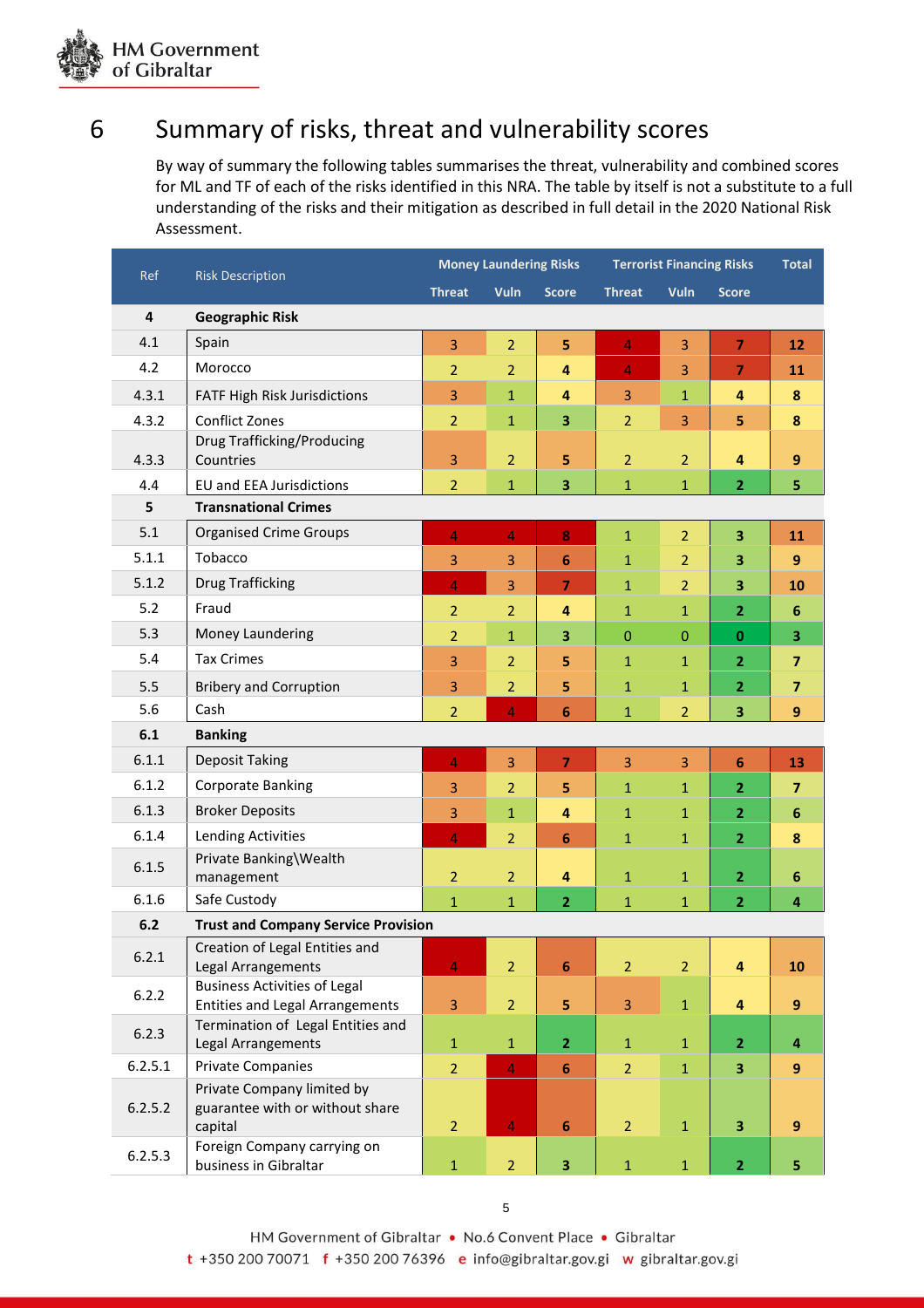# 6 Summary of risks, threat and vulnerability scores

By way of summary the following tables summarises the threat, vulnerability and combined scores for ML and TF of each of the risks identified in this NRA. The table by itself is not a substitute to a full understanding of the risks and their mitigation as described in full detail in the 2020 National Risk Assessment.

| Ref | Risk Description | Money Laundering Risks | | | Terrorist Financing Risks | | | Total |
|---|---|---|---|---|---|---|---|---|
| | | Threat | Vuln | Score | Threat | Vuln | Score | |
| **4** | **Geographic Risk** | | | | | | | |
| 4.1 | Spain | 3 | 2 | **5** | 4 | 3 | **7** | **12** |
| 4.2 | Morocco | 2 | 2 | **4** | 4 | 3 | **7** | **11** |
| 4.3.1 | FATF High Risk Jurisdictions | 3 | 1 | **4** | 3 | 1 | **4** | **8** |
| 4.3.2 | Conflict Zones | 2 | 1 | **3** | 2 | 3 | **5** | **8** |
| 4.3.3 | Drug Trafficking/Producing Countries | 3 | 2 | **5** | 2 | 2 | **4** | **9** |
| 4.4 | EU and EEA Jurisdictions | 2 | 1 | **3** | 1 | 1 | **2** | **5** |
| **5** | **Transnational Crimes** | | | | | | | |
| 5.1 | Organised Crime Groups | 4 | 4 | **8** | 1 | 2 | **3** | **11** |
| 5.1.1 | Tobacco | 3 | 3 | **6** | 1 | 2 | **3** | **9** |
| 5.1.2 | Drug Trafficking | 4 | 3 | **7** | 1 | 2 | **3** | **10** |
| 5.2 | Fraud | 2 | 2 | **4** | 1 | 1 | **2** | **6** |
| 5.3 | Money Laundering | 2 | 1 | **3** | 0 | 0 | **0** | **3** |
| 5.4 | Tax Crimes | 3 | 2 | **5** | 1 | 1 | **2** | **7** |
| 5.5 | Bribery and Corruption | 3 | 2 | **5** | 1 | 1 | **2** | **7** |
| 5.6 | Cash | 2 | 4 | **6** | 1 | 2 | **3** | **9** |
| **6.1** | **Banking** | | | | | | | |
| 6.1.1 | Deposit Taking | 4 | 3 | **7** | 3 | 3 | **6** | **13** |
| 6.1.2 | Corporate Banking | 3 | 2 | **5** | 1 | 1 | **2** | **7** |
| 6.1.3 | Broker Deposits | 3 | 1 | **4** | 1 | 1 | **2** | **6** |
| 6.1.4 | Lending Activities | 4 | 2 | **6** | 1 | 1 | **2** | **8** |
| 6.1.5 | Private Banking\Wealth management | 2 | 2 | **4** | 1 | 1 | **2** | **6** |
| 6.1.6 | Safe Custody | 1 | 1 | **2** | 1 | 1 | **2** | **4** |
| **6.2** | **Trust and Company Service Provision** | | | | | | | |
| 6.2.1 | Creation of Legal Entities and Legal Arrangements | 4 | 2 | **6** | 2 | 2 | **4** | **10** |
| 6.2.2 | Business Activities of Legal Entities and Legal Arrangements | 3 | 2 | **5** | 3 | 1 | **4** | **9** |
| 6.2.3 | Termination of Legal Entities and Legal Arrangements | 1 | 1 | **2** | 1 | 1 | **2** | **4** |
| 6.2.5.1 | Private Companies | 2 | 4 | **6** | 2 | 1 | **3** | **9** |
| 6.2.5.2 | Private Company limited by guarantee with or without share capital | 2 | 4 | **6** | 2 | 1 | **3** | **9** |
| 6.2.5.3 | Foreign Company carrying on business in Gibraltar | 1 | 2 | **3** | 1 | 1 | **2** | **5** |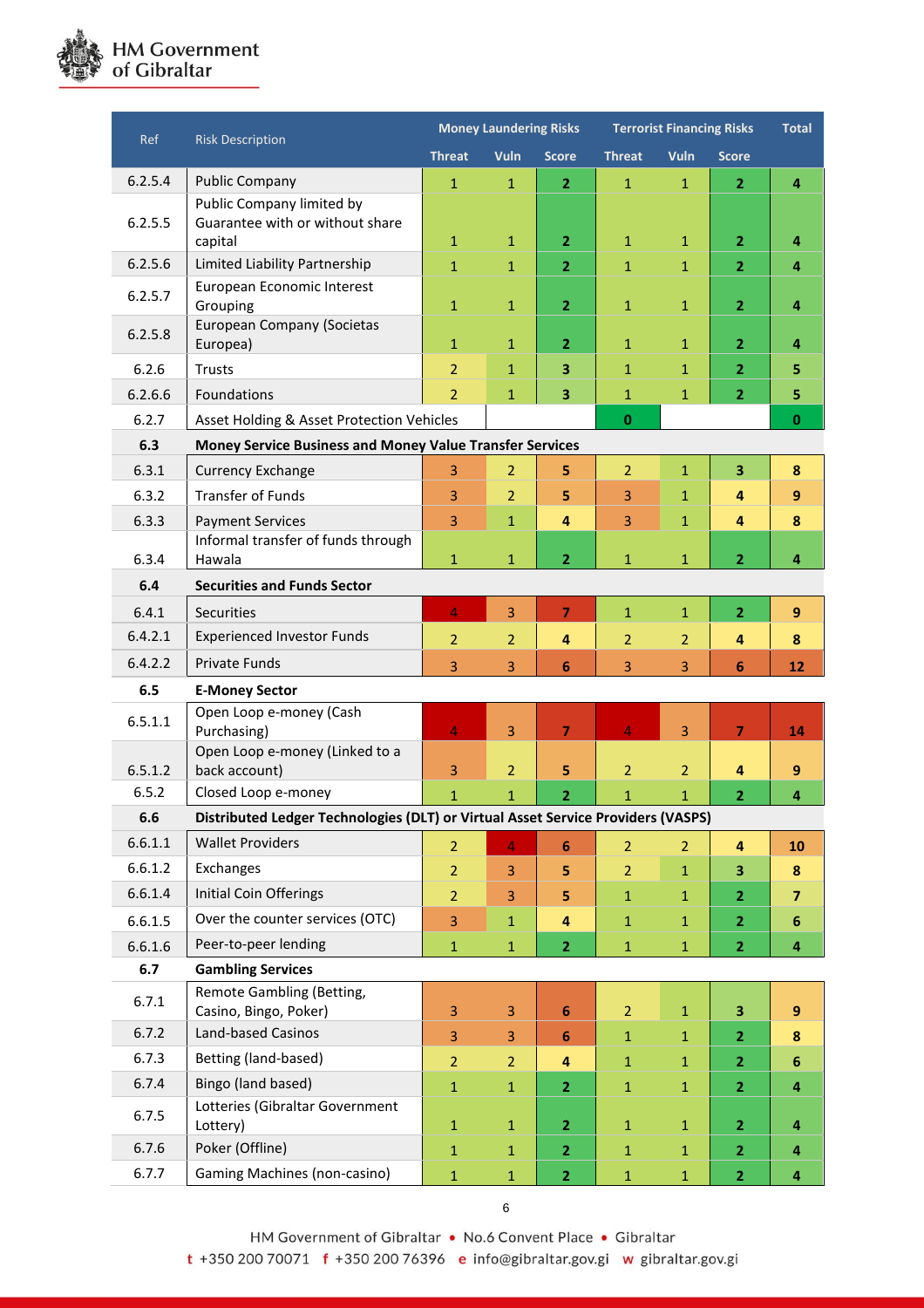| Ref | Risk Description | Money Laundering Risks | | | Terrorist Financing Risks | | | Total |
|---|---|---|---|---|---|---|---|---|
| | | Threat | Vuln | Score | Threat | Vuln | Score | |
| 6.2.5.4 | Public Company | 1 | 1 | 2 | 1 | 1 | 2 | 4 |
| 6.2.5.5 | Public Company limited by Guarantee with or without share capital | 1 | 1 | 2 | 1 | 1 | 2 | 4 |
| 6.2.5.6 | Limited Liability Partnership | 1 | 1 | 2 | 1 | 1 | 2 | 4 |
| 6.2.5.7 | European Economic Interest Grouping | 1 | 1 | 2 | 1 | 1 | 2 | 4 |
| 6.2.5.8 | European Company (Societas Europea) | 1 | 1 | 2 | 1 | 1 | 2 | 4 |
| 6.2.6 | Trusts | 2 | 1 | 3 | 1 | 1 | 2 | 5 |
| 6.2.6.6 | Foundations | 2 | 1 | 3 | 1 | 1 | 2 | 5 |
| 6.2.7 | Asset Holding & Asset Protection Vehicles | | | | 0 | | | 0 |
| **6.3** | **Money Service Business and Money Value Transfer Services** | | | | | | | |
| 6.3.1 | Currency Exchange | 3 | 2 | 5 | 2 | 1 | 3 | 8 |
| 6.3.2 | Transfer of Funds | 3 | 2 | 5 | 3 | 1 | 4 | 9 |
| 6.3.3 | Payment Services | 3 | 1 | 4 | 3 | 1 | 4 | 8 |
| 6.3.4 | Informal transfer of funds through Hawala | 1 | 1 | 2 | 1 | 1 | 2 | 4 |
| **6.4** | **Securities and Funds Sector** | | | | | | | |
| 6.4.1 | Securities | 4 | 3 | 7 | 1 | 1 | 2 | 9 |
| 6.4.2.1 | Experienced Investor Funds | 2 | 2 | 4 | 2 | 2 | 4 | 8 |
| 6.4.2.2 | Private Funds | 3 | 3 | 6 | 3 | 3 | 6 | 12 |
| **6.5** | **E-Money Sector** | | | | | | | |
| 6.5.1.1 | Open Loop e-money (Cash Purchasing) | 4 | 3 | 7 | 4 | 3 | 7 | 14 |
| 6.5.1.2 | Open Loop e-money (Linked to a back account) | 3 | 2 | 5 | 2 | 2 | 4 | 9 |
| 6.5.2 | Closed Loop e-money | 1 | 1 | 2 | 1 | 1 | 2 | 4 |
| **6.6** | **Distributed Ledger Technologies (DLT) or Virtual Asset Service Providers (VASPS)** | | | | | | | |
| 6.6.1.1 | Wallet Providers | 2 | 4 | 6 | 2 | 2 | 4 | 10 |
| 6.6.1.2 | Exchanges | 2 | 3 | 5 | 2 | 1 | 3 | 8 |
| 6.6.1.4 | Initial Coin Offerings | 2 | 3 | 5 | 1 | 1 | 2 | 7 |
| 6.6.1.5 | Over the counter services (OTC) | 3 | 1 | 4 | 1 | 1 | 2 | 6 |
| 6.6.1.6 | Peer-to-peer lending | 1 | 1 | 2 | 1 | 1 | 2 | 4 |
| **6.7** | **Gambling Services** | | | | | | | |
| 6.7.1 | Remote Gambling (Betting, Casino, Bingo, Poker) | 3 | 3 | 6 | 2 | 1 | 3 | 9 |
| 6.7.2 | Land-based Casinos | 3 | 3 | 6 | 1 | 1 | 2 | 8 |
| 6.7.3 | Betting (land-based) | 2 | 2 | 4 | 1 | 1 | 2 | 6 |
| 6.7.4 | Bingo (land based) | 1 | 1 | 2 | 1 | 1 | 2 | 4 |
| 6.7.5 | Lotteries (Gibraltar Government Lottery) | 1 | 1 | 2 | 1 | 1 | 2 | 4 |
| 6.7.6 | Poker (Offline) | 1 | 1 | 2 | 1 | 1 | 2 | 4 |
| 6.7.7 | Gaming Machines (non-casino) | 1 | 1 | 2 | 1 | 1 | 2 | 4 |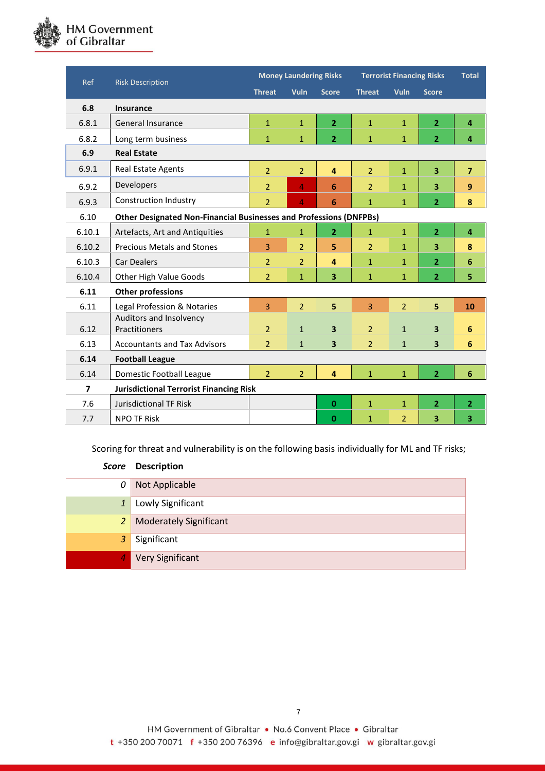| Ref | Risk Description | Money Laundering Risks | | | Terrorist Financing Risks | | | Total |
|---|---|---|---|---|---|---|---|---|
| | | Threat | Vuln | Score | Threat | Vuln | Score | |
| **6.8** | **Insurance** | | | | | | | |
| 6.8.1 | General Insurance | 1 | 1 | 2 | 1 | 1 | 2 | 4 |
| 6.8.2 | Long term business | 1 | 1 | 2 | 1 | 1 | 2 | 4 |
| **6.9** | **Real Estate** | | | | | | | |
| 6.9.1 | Real Estate Agents | 2 | 2 | 4 | 2 | 1 | 3 | 7 |
| 6.9.2 | Developers | 2 | 4 | 6 | 2 | 1 | 3 | 9 |
| 6.9.3 | Construction Industry | 2 | 4 | 6 | 1 | 1 | 2 | 8 |
| 6.10 | **Other Designated Non-Financial Businesses and Professions (DNFPBs)** | | | | | | | |
| 6.10.1 | Artefacts, Art and Antiquities | 1 | 1 | 2 | 1 | 1 | 2 | 4 |
| 6.10.2 | Precious Metals and Stones | 3 | 2 | 5 | 2 | 1 | 3 | 8 |
| 6.10.3 | Car Dealers | 2 | 2 | 4 | 1 | 1 | 2 | 6 |
| 6.10.4 | Other High Value Goods | 2 | 1 | 3 | 1 | 1 | 2 | 5 |
| **6.11** | **Other professions** | | | | | | | |
| 6.11 | Legal Profession & Notaries | 3 | 2 | 5 | 3 | 2 | 5 | 10 |
| 6.12 | Auditors and Insolvency Practitioners | 2 | 1 | 3 | 2 | 1 | 3 | 6 |
| 6.13 | Accountants and Tax Advisors | 2 | 1 | 3 | 2 | 1 | 3 | 6 |
| **6.14** | **Football League** | | | | | | | |
| 6.14 | Domestic Football League | 2 | 2 | 4 | 1 | 1 | 2 | 6 |
| **7** | **Jurisdictional Terrorist Financing Risk** | | | | | | | |
| 7.6 | Jurisdictional TF Risk | | | 0 | 1 | 1 | 2 | 2 |
| 7.7 | NPO TF Risk | | | 0 | 1 | 2 | 3 | 3 |

Scoring for threat and vulnerability is on the following basis individually for ML and TF risks;

| *Score* | **Description** |
|---|---|
| *0* | Not Applicable |
| *1* | Lowly Significant |
| *2* | Moderately Significant |
| *3* | Significant |
| *4* | Very Significant |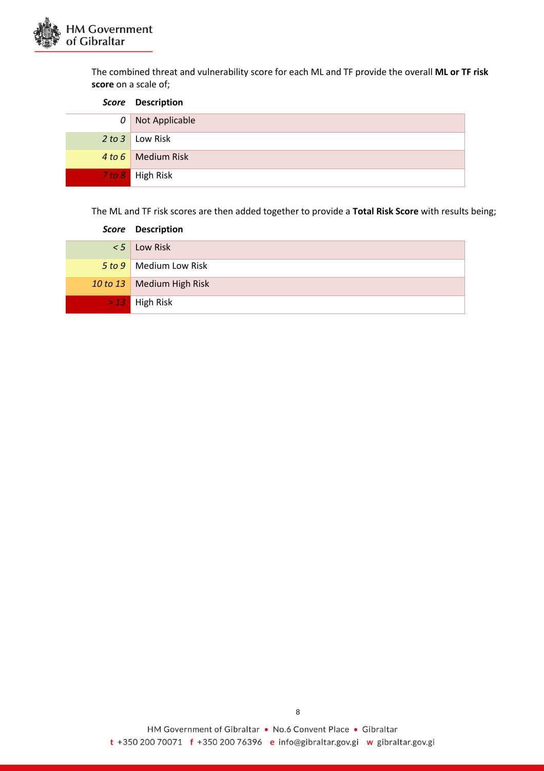The combined threat and vulnerability score for each ML and TF provide the overall **ML or TF risk score** on a scale of;

| ***Score*** | **Description** |
|---|---|
| *0* | Not Applicable |
| *2 to 3* | Low Risk |
| *4 to 6* | Medium Risk |
| *7 to 8* | High Risk |

The ML and TF risk scores are then added together to provide a **Total Risk Score** with results being;

| ***Score*** | **Description** |
|---|---|
| *< 5* | Low Risk |
| *5 to 9* | Medium Low Risk |
| *10 to 13* | Medium High Risk |
| *> 13* | High Risk |